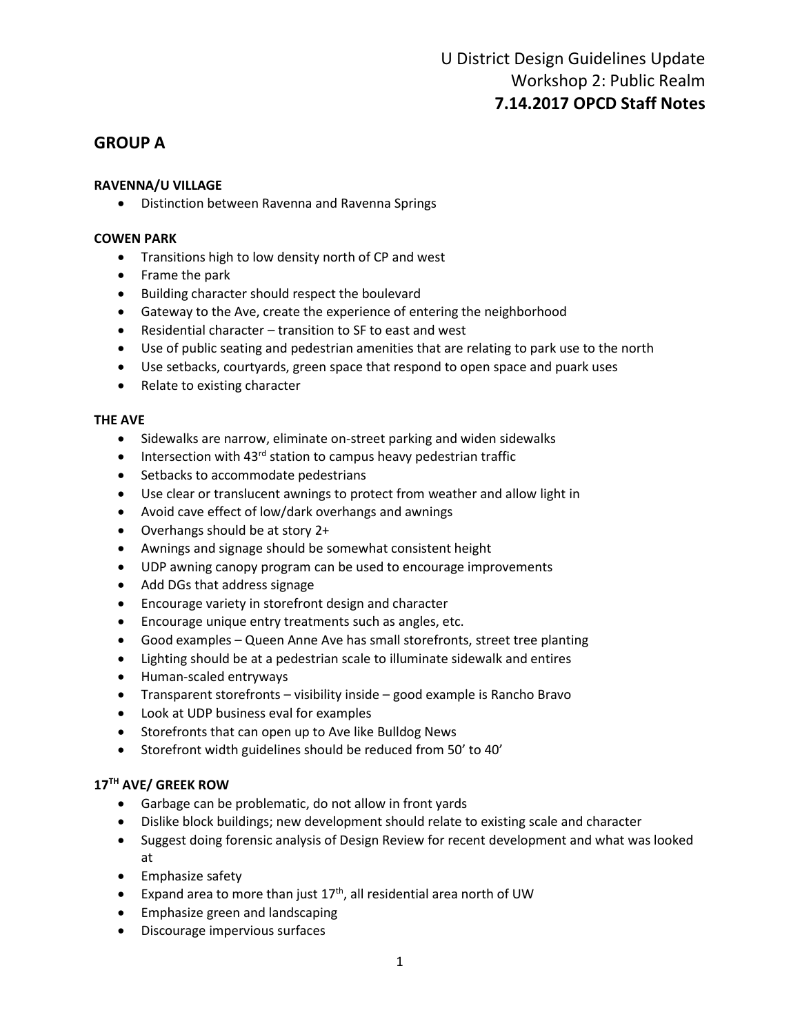# U District Design Guidelines Update
# Workshop 2: Public Realm
# **7.14.2017 OPCD Staff Notes**

## GROUP A

### RAVENNA/U VILLAGE

- Distinction between Ravenna and Ravenna Springs

### COWEN PARK

- Transitions high to low density north of CP and west
- Frame the park
- Building character should respect the boulevard
- Gateway to the Ave, create the experience of entering the neighborhood
- Residential character – transition to SF to east and west
- Use of public seating and pedestrian amenities that are relating to park use to the north
- Use setbacks, courtyards, green space that respond to open space and puark uses
- Relate to existing character

### THE AVE

- Sidewalks are narrow, eliminate on-street parking and widen sidewalks
- Intersection with 43rd station to campus heavy pedestrian traffic
- Setbacks to accommodate pedestrians
- Use clear or translucent awnings to protect from weather and allow light in
- Avoid cave effect of low/dark overhangs and awnings
- Overhangs should be at story 2+
- Awnings and signage should be somewhat consistent height
- UDP awning canopy program can be used to encourage improvements
- Add DGs that address signage
- Encourage variety in storefront design and character
- Encourage unique entry treatments such as angles, etc.
- Good examples – Queen Anne Ave has small storefronts, street tree planting
- Lighting should be at a pedestrian scale to illuminate sidewalk and entires
- Human-scaled entryways
- Transparent storefronts – visibility inside – good example is Rancho Bravo
- Look at UDP business eval for examples
- Storefronts that can open up to Ave like Bulldog News
- Storefront width guidelines should be reduced from 50' to 40'

### 17TH AVE/ GREEK ROW

- Garbage can be problematic, do not allow in front yards
- Dislike block buildings; new development should relate to existing scale and character
- Suggest doing forensic analysis of Design Review for recent development and what was looked at
- Emphasize safety
- Expand area to more than just 17th, all residential area north of UW
- Emphasize green and landscaping
- Discourage impervious surfaces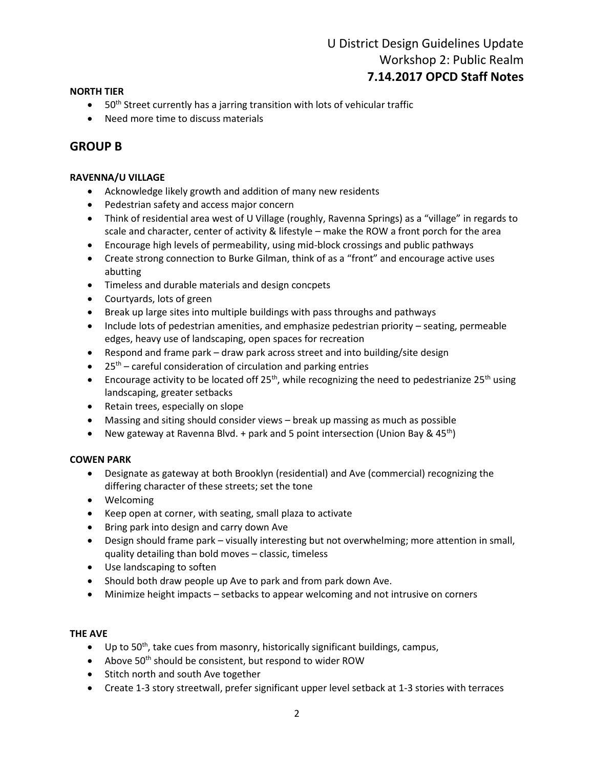**NORTH TIER**

- 50th Street currently has a jarring transition with lots of vehicular traffic
- Need more time to discuss materials

## GROUP B

**RAVENNA/U VILLAGE**

- Acknowledge likely growth and addition of many new residents
- Pedestrian safety and access major concern
- Think of residential area west of U Village (roughly, Ravenna Springs) as a "village" in regards to scale and character, center of activity & lifestyle – make the ROW a front porch for the area
- Encourage high levels of permeability, using mid-block crossings and public pathways
- Create strong connection to Burke Gilman, think of as a "front" and encourage active uses abutting
- Timeless and durable materials and design concpets
- Courtyards, lots of green
- Break up large sites into multiple buildings with pass throughs and pathways
- Include lots of pedestrian amenities, and emphasize pedestrian priority – seating, permeable edges, heavy use of landscaping, open spaces for recreation
- Respond and frame park – draw park across street and into building/site design
- 25th – careful consideration of circulation and parking entries
- Encourage activity to be located off 25th, while recognizing the need to pedestrianize 25th using landscaping, greater setbacks
- Retain trees, especially on slope
- Massing and siting should consider views – break up massing as much as possible
- New gateway at Ravenna Blvd. + park and 5 point intersection (Union Bay & 45th)

**COWEN PARK**

- Designate as gateway at both Brooklyn (residential) and Ave (commercial) recognizing the differing character of these streets; set the tone
- Welcoming
- Keep open at corner, with seating, small plaza to activate
- Bring park into design and carry down Ave
- Design should frame park – visually interesting but not overwhelming; more attention in small, quality detailing than bold moves – classic, timeless
- Use landscaping to soften
- Should both draw people up Ave to park and from park down Ave.
- Minimize height impacts – setbacks to appear welcoming and not intrusive on corners

**THE AVE**

- Up to 50th, take cues from masonry, historically significant buildings, campus,
- Above 50th should be consistent, but respond to wider ROW
- Stitch north and south Ave together
- Create 1-3 story streetwall, prefer significant upper level setback at 1-3 stories with terraces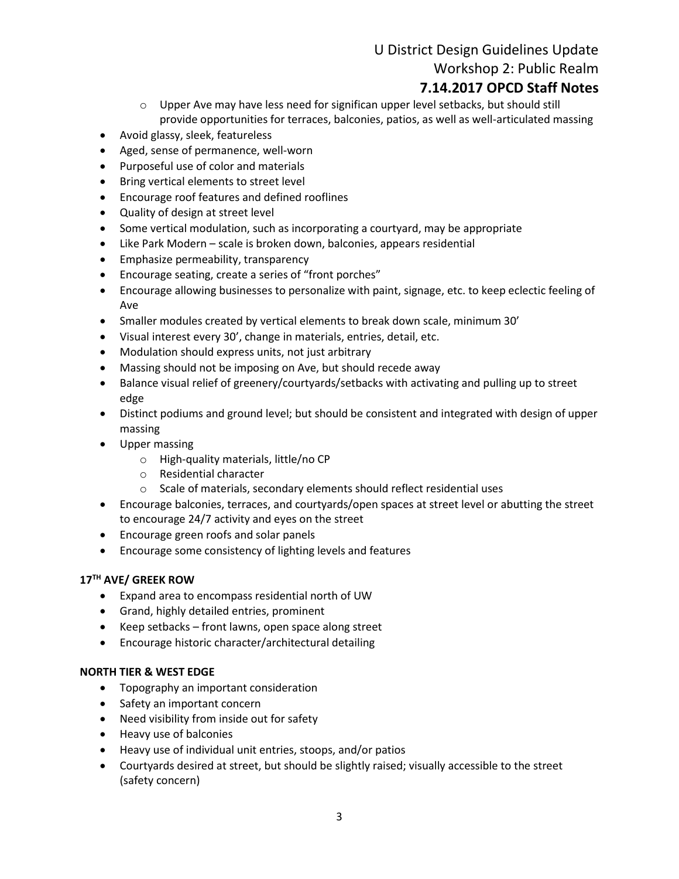- Upper Ave may have less need for significan upper level setbacks, but should still provide opportunities for terraces, balconies, patios, as well as well-articulated massing

- Avoid glassy, sleek, featureless
- Aged, sense of permanence, well-worn
- Purposeful use of color and materials
- Bring vertical elements to street level
- Encourage roof features and defined rooflines
- Quality of design at street level
- Some vertical modulation, such as incorporating a courtyard, may be appropriate
- Like Park Modern – scale is broken down, balconies, appears residential
- Emphasize permeability, transparency
- Encourage seating, create a series of "front porches"
- Encourage allowing businesses to personalize with paint, signage, etc. to keep eclectic feeling of Ave
- Smaller modules created by vertical elements to break down scale, minimum 30'
- Visual interest every 30', change in materials, entries, detail, etc.
- Modulation should express units, not just arbitrary
- Massing should not be imposing on Ave, but should recede away
- Balance visual relief of greenery/courtyards/setbacks with activating and pulling up to street edge
- Distinct podiums and ground level; but should be consistent and integrated with design of upper massing
- Upper massing
  - High-quality materials, little/no CP
  - Residential character
  - Scale of materials, secondary elements should reflect residential uses
- Encourage balconies, terraces, and courtyards/open spaces at street level or abutting the street to encourage 24/7 activity and eyes on the street
- Encourage green roofs and solar panels
- Encourage some consistency of lighting levels and features

**17TH AVE/ GREEK ROW**

- Expand area to encompass residential north of UW
- Grand, highly detailed entries, prominent
- Keep setbacks – front lawns, open space along street
- Encourage historic character/architectural detailing

**NORTH TIER & WEST EDGE**

- Topography an important consideration
- Safety an important concern
- Need visibility from inside out for safety
- Heavy use of balconies
- Heavy use of individual unit entries, stoops, and/or patios
- Courtyards desired at street, but should be slightly raised; visually accessible to the street (safety concern)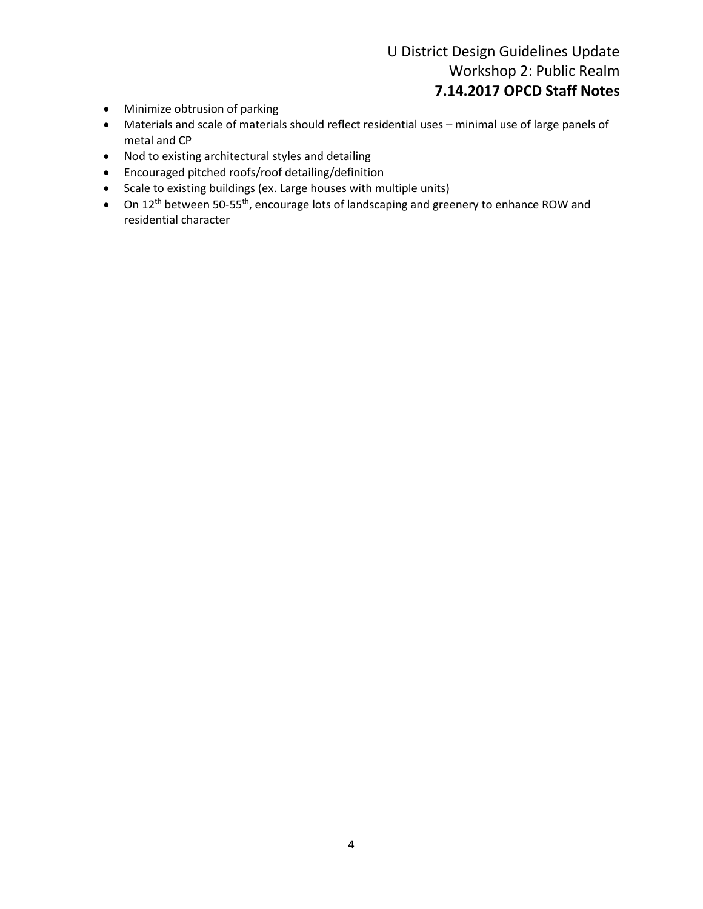- Minimize obtrusion of parking
- Materials and scale of materials should reflect residential uses – minimal use of large panels of metal and CP
- Nod to existing architectural styles and detailing
- Encouraged pitched roofs/roof detailing/definition
- Scale to existing buildings (ex. Large houses with multiple units)
- On 12th between 50-55th, encourage lots of landscaping and greenery to enhance ROW and residential character